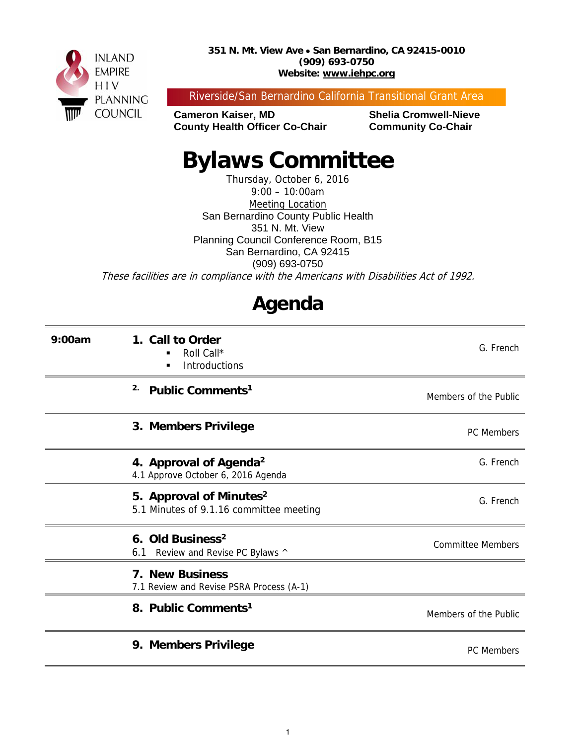INLAND EMPIRE HIV PLANNING COUNCIL

**351 N. Mt. View Ave • San Bernardino, CA 92415-0010**
**(909) 693-0750**
**Website: www.iehpc.org**

Riverside/San Bernardino California Transitional Grant Area

**Cameron Kaiser, MD**
**County Health Officer Co-Chair**

**Shelia Cromwell-Nieve**
**Community Co-Chair**

# Bylaws Committee

Thursday, October 6, 2016
9:00 – 10:00am
Meeting Location
San Bernardino County Public Health
351 N. Mt. View
Planning Council Conference Room, B15
San Bernardino, CA 92415
(909) 693-0750

*These facilities are in compliance with the Americans with Disabilities Act of 1992.*

# Agenda

| | | |
|---|---|---|
| **9:00am** | **1. Call to Order**<br>▪ Roll Call*<br>▪ Introductions | G. French |
| | **2. Public Comments[1]** | Members of the Public |
| | **3. Members Privilege** | PC Members |
| | **4. Approval of Agenda[2]**<br>4.1 Approve October 6, 2016 Agenda | G. French |
| | **5. Approval of Minutes[2]**<br>5.1 Minutes of 9.1.16 committee meeting | G. French |
| | **6. Old Business[2]**<br>6.1 Review and Revise PC Bylaws ^ | Committee Members |
| | **7. New Business**<br>7.1 Review and Revise PSRA Process (A-1) | |
| | **8. Public Comments[1]** | Members of the Public |
| | **9. Members Privilege** | PC Members |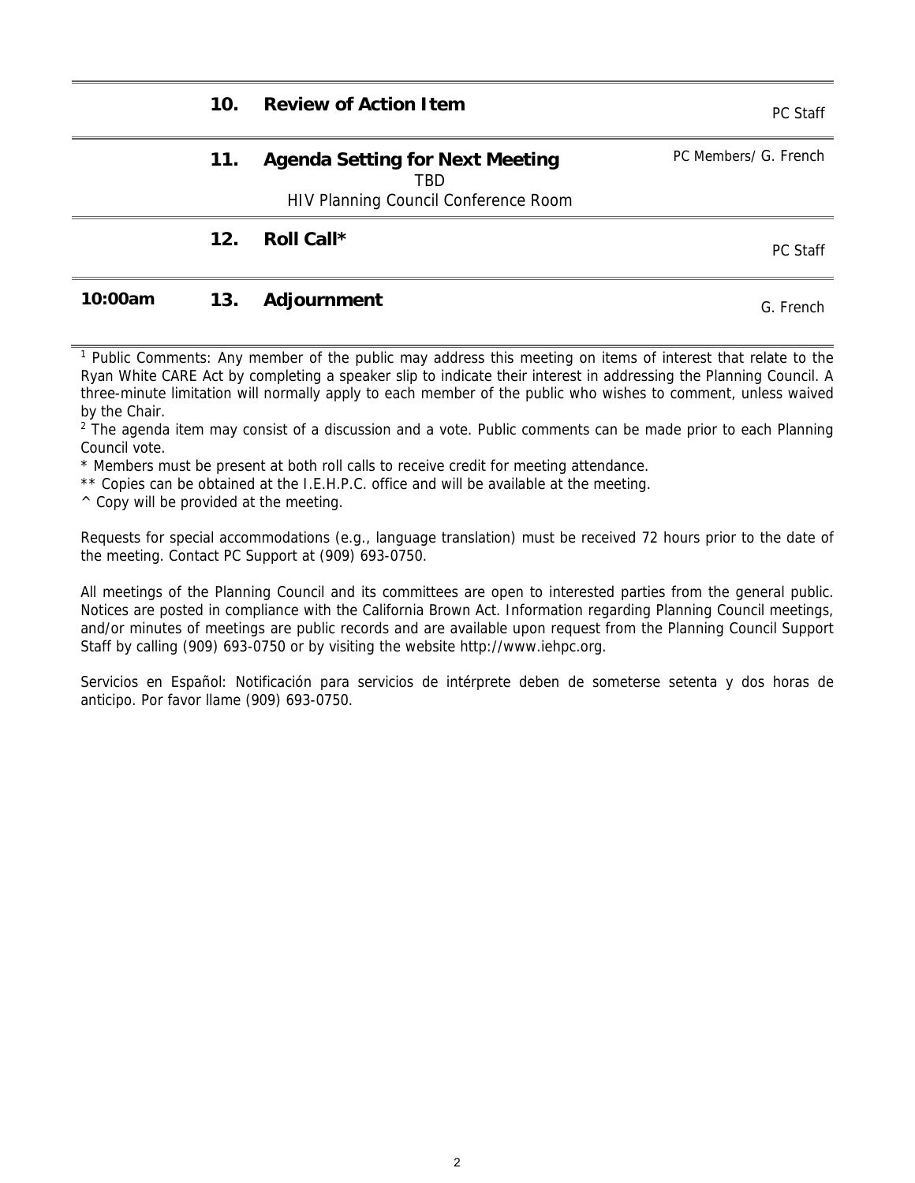| Time | No. | Item | Presenter |
|---|---|---|---|
| | 10. | **Review of Action Item** | PC Staff |
| | 11. | **Agenda Setting for Next Meeting**<br>TBD<br>HIV Planning Council Conference Room | PC Members/ G. French |
| | 12. | **Roll Call*** | PC Staff |
| **10:00am** | 13. | **Adjournment** | G. French |

[1] Public Comments: Any member of the public may address this meeting on items of interest that relate to the Ryan White CARE Act by completing a speaker slip to indicate their interest in addressing the Planning Council. A three-minute limitation will normally apply to each member of the public who wishes to comment, unless waived by the Chair.

[2] The agenda item may consist of a discussion and a vote. Public comments can be made prior to each Planning Council vote.

* Members must be present at both roll calls to receive credit for meeting attendance.

** Copies can be obtained at the I.E.H.P.C. office and will be available at the meeting.

^ Copy will be provided at the meeting.

Requests for special accommodations (e.g., language translation) must be received 72 hours prior to the date of the meeting. Contact PC Support at (909) 693-0750.

All meetings of the Planning Council and its committees are open to interested parties from the general public. Notices are posted in compliance with the California Brown Act. Information regarding Planning Council meetings, and/or minutes of meetings are public records and are available upon request from the Planning Council Support Staff by calling (909) 693-0750 or by visiting the website http://www.iehpc.org.

Servicios en Español: Notificación para servicios de intérprete deben de someterse setenta y dos horas de anticipo. Por favor llame (909) 693-0750.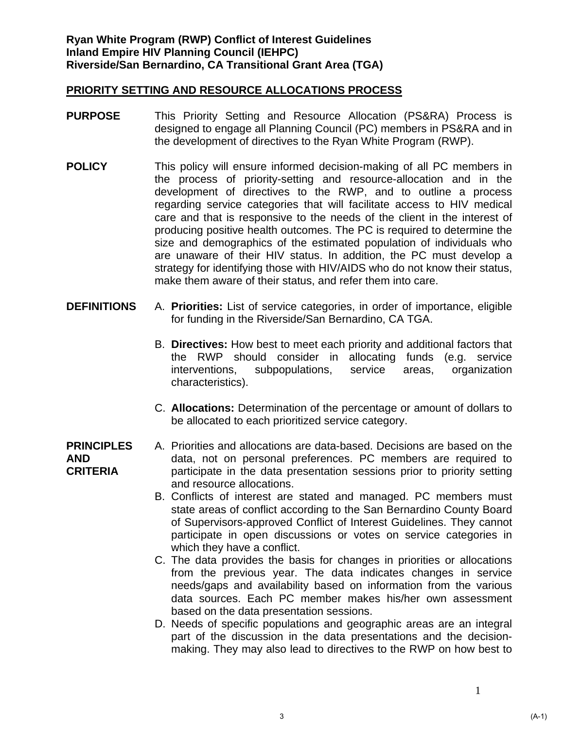**Ryan White Program (RWP) Conflict of Interest Guidelines**
**Inland Empire HIV Planning Council (IEHPC)**
**Riverside/San Bernardino, CA Transitional Grant Area (TGA)**

## PRIORITY SETTING AND RESOURCE ALLOCATIONS PROCESS

**PURPOSE**

This Priority Setting and Resource Allocation (PS&RA) Process is designed to engage all Planning Council (PC) members in PS&RA and in the development of directives to the Ryan White Program (RWP).

**POLICY**

This policy will ensure informed decision-making of all PC members in the process of priority-setting and resource-allocation and in the development of directives to the RWP, and to outline a process regarding service categories that will facilitate access to HIV medical care and that is responsive to the needs of the client in the interest of producing positive health outcomes. The PC is required to determine the size and demographics of the estimated population of individuals who are unaware of their HIV status. In addition, the PC must develop a strategy for identifying those with HIV/AIDS who do not know their status, make them aware of their status, and refer them into care.

**DEFINITIONS**

A. **Priorities:** List of service categories, in order of importance, eligible for funding in the Riverside/San Bernardino, CA TGA.

B. **Directives:** How best to meet each priority and additional factors that the RWP should consider in allocating funds (e.g. service interventions, subpopulations, service areas, organization characteristics).

C. **Allocations:** Determination of the percentage or amount of dollars to be allocated to each prioritized service category.

**PRINCIPLES AND CRITERIA**

A. Priorities and allocations are data-based. Decisions are based on the data, not on personal preferences. PC members are required to participate in the data presentation sessions prior to priority setting and resource allocations.
B. Conflicts of interest are stated and managed. PC members must state areas of conflict according to the San Bernardino County Board of Supervisors-approved Conflict of Interest Guidelines. They cannot participate in open discussions or votes on service categories in which they have a conflict.
C. The data provides the basis for changes in priorities or allocations from the previous year. The data indicates changes in service needs/gaps and availability based on information from the various data sources. Each PC member makes his/her own assessment based on the data presentation sessions.
D. Needs of specific populations and geographic areas are an integral part of the discussion in the data presentations and the decision-making. They may also lead to directives to the RWP on how best to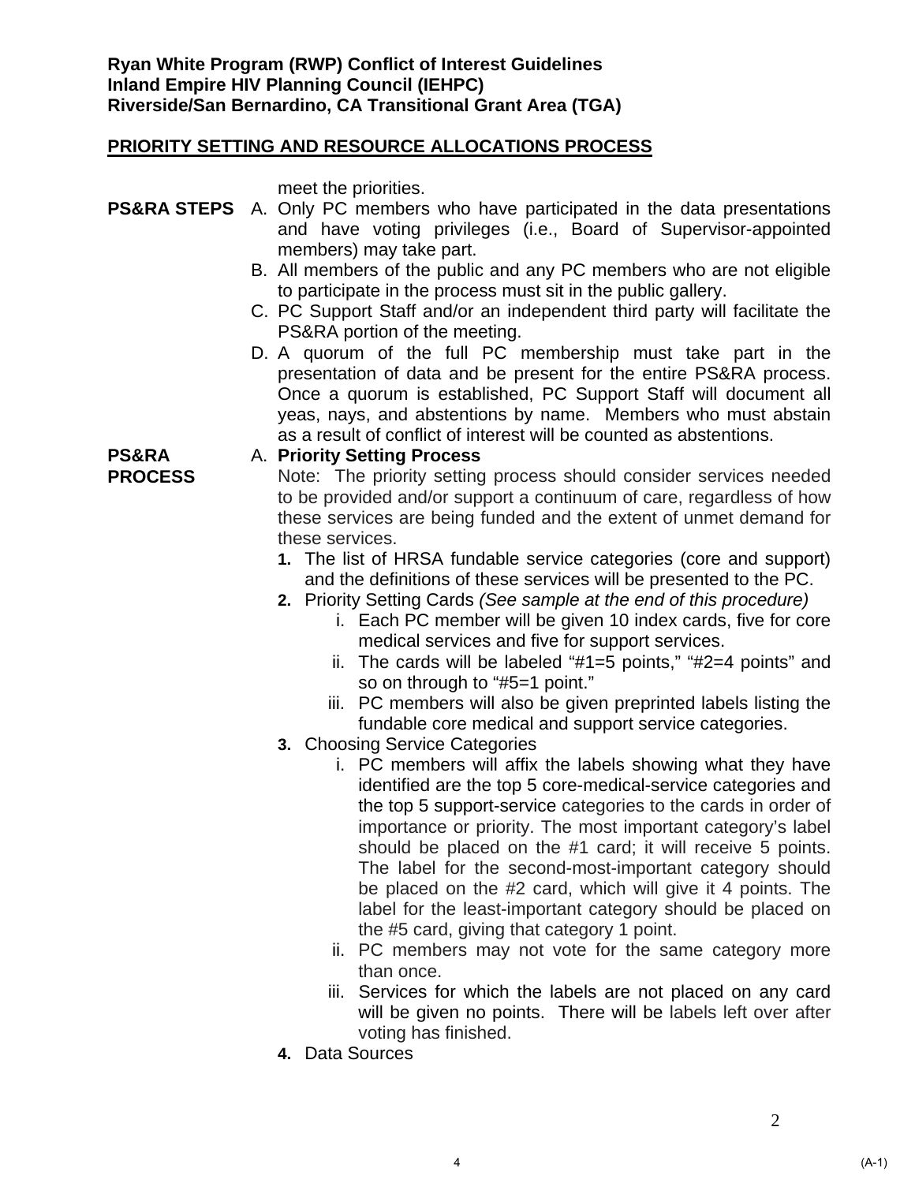**Ryan White Program (RWP) Conflict of Interest Guidelines**
**Inland Empire HIV Planning Council (IEHPC)**
**Riverside/San Bernardino, CA Transitional Grant Area (TGA)**

## PRIORITY SETTING AND RESOURCE ALLOCATIONS PROCESS

meet the priorities.

**PS&RA STEPS**

A. Only PC members who have participated in the data presentations and have voting privileges (i.e., Board of Supervisor-appointed members) may take part.

B. All members of the public and any PC members who are not eligible to participate in the process must sit in the public gallery.

C. PC Support Staff and/or an independent third party will facilitate the PS&RA portion of the meeting.

D. A quorum of the full PC membership must take part in the presentation of data and be present for the entire PS&RA process. Once a quorum is established, PC Support Staff will document all yeas, nays, and abstentions by name. Members who must abstain as a result of conflict of interest will be counted as abstentions.

**PS&RA PROCESS**

A. **Priority Setting Process**

Note: The priority setting process should consider services needed to be provided and/or support a continuum of care, regardless of how these services are being funded and the extent of unmet demand for these services.

1. The list of HRSA fundable service categories (core and support) and the definitions of these services will be presented to the PC.
2. Priority Setting Cards *(See sample at the end of this procedure)*
    - i. Each PC member will be given 10 index cards, five for core medical services and five for support services.
    - ii. The cards will be labeled “#1=5 points,” “#2=4 points” and so on through to “#5=1 point.”
    - iii. PC members will also be given preprinted labels listing the fundable core medical and support service categories.
3. Choosing Service Categories
    - i. PC members will affix the labels showing what they have identified are the top 5 core-medical-service categories and the top 5 support-service categories to the cards in order of importance or priority. The most important category’s label should be placed on the #1 card; it will receive 5 points. The label for the second-most-important category should be placed on the #2 card, which will give it 4 points. The label for the least-important category should be placed on the #5 card, giving that category 1 point.
    - ii. PC members may not vote for the same category more than once.
    - iii. Services for which the labels are not placed on any card will be given no points. There will be labels left over after voting has finished.
4. Data Sources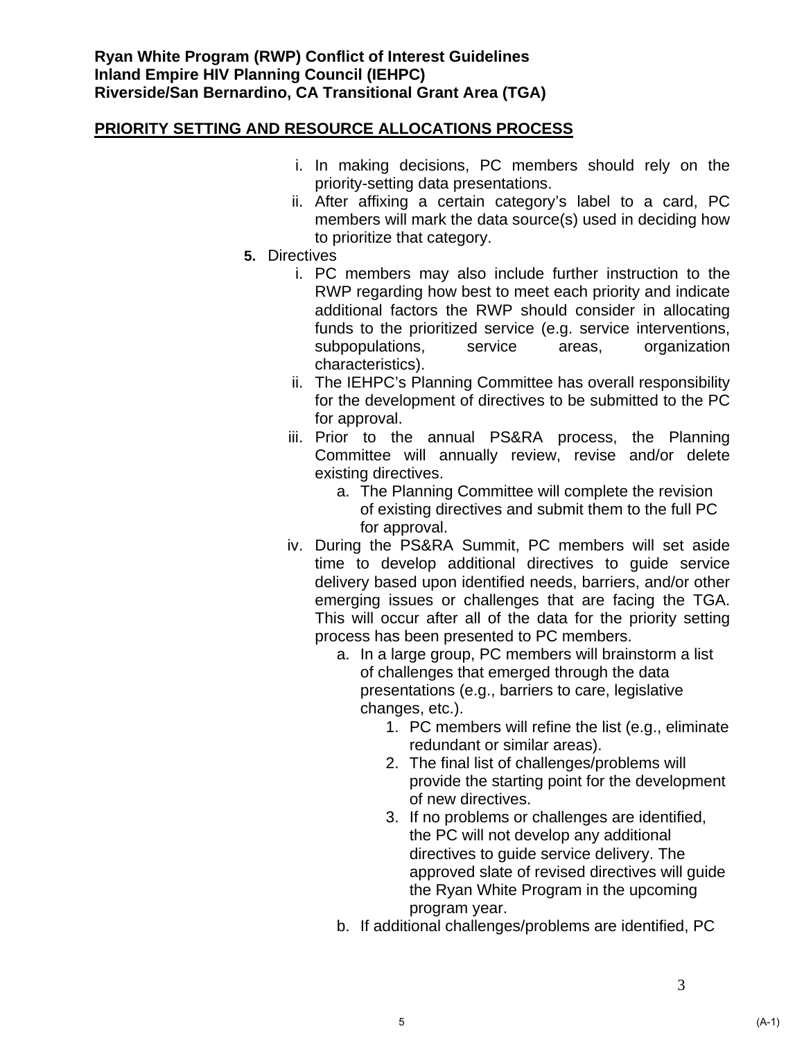**Ryan White Program (RWP) Conflict of Interest Guidelines**
**Inland Empire HIV Planning Council (IEHPC)**
**Riverside/San Bernardino, CA Transitional Grant Area (TGA)**

**PRIORITY SETTING AND RESOURCE ALLOCATIONS PROCESS**

i. In making decisions, PC members should rely on the priority-setting data presentations.
ii. After affixing a certain category's label to a card, PC members will mark the data source(s) used in deciding how to prioritize that category.

**5.** Directives

i. PC members may also include further instruction to the RWP regarding how best to meet each priority and indicate additional factors the RWP should consider in allocating funds to the prioritized service (e.g. service interventions, subpopulations, service areas, organization characteristics).
ii. The IEHPC's Planning Committee has overall responsibility for the development of directives to be submitted to the PC for approval.
iii. Prior to the annual PS&RA process, the Planning Committee will annually review, revise and/or delete existing directives.
   a. The Planning Committee will complete the revision of existing directives and submit them to the full PC for approval.
iv. During the PS&RA Summit, PC members will set aside time to develop additional directives to guide service delivery based upon identified needs, barriers, and/or other emerging issues or challenges that are facing the TGA. This will occur after all of the data for the priority setting process has been presented to PC members.
   a. In a large group, PC members will brainstorm a list of challenges that emerged through the data presentations (e.g., barriers to care, legislative changes, etc.).
      1. PC members will refine the list (e.g., eliminate redundant or similar areas).
      2. The final list of challenges/problems will provide the starting point for the development of new directives.
      3. If no problems or challenges are identified, the PC will not develop any additional directives to guide service delivery. The approved slate of revised directives will guide the Ryan White Program in the upcoming program year.
   b. If additional challenges/problems are identified, PC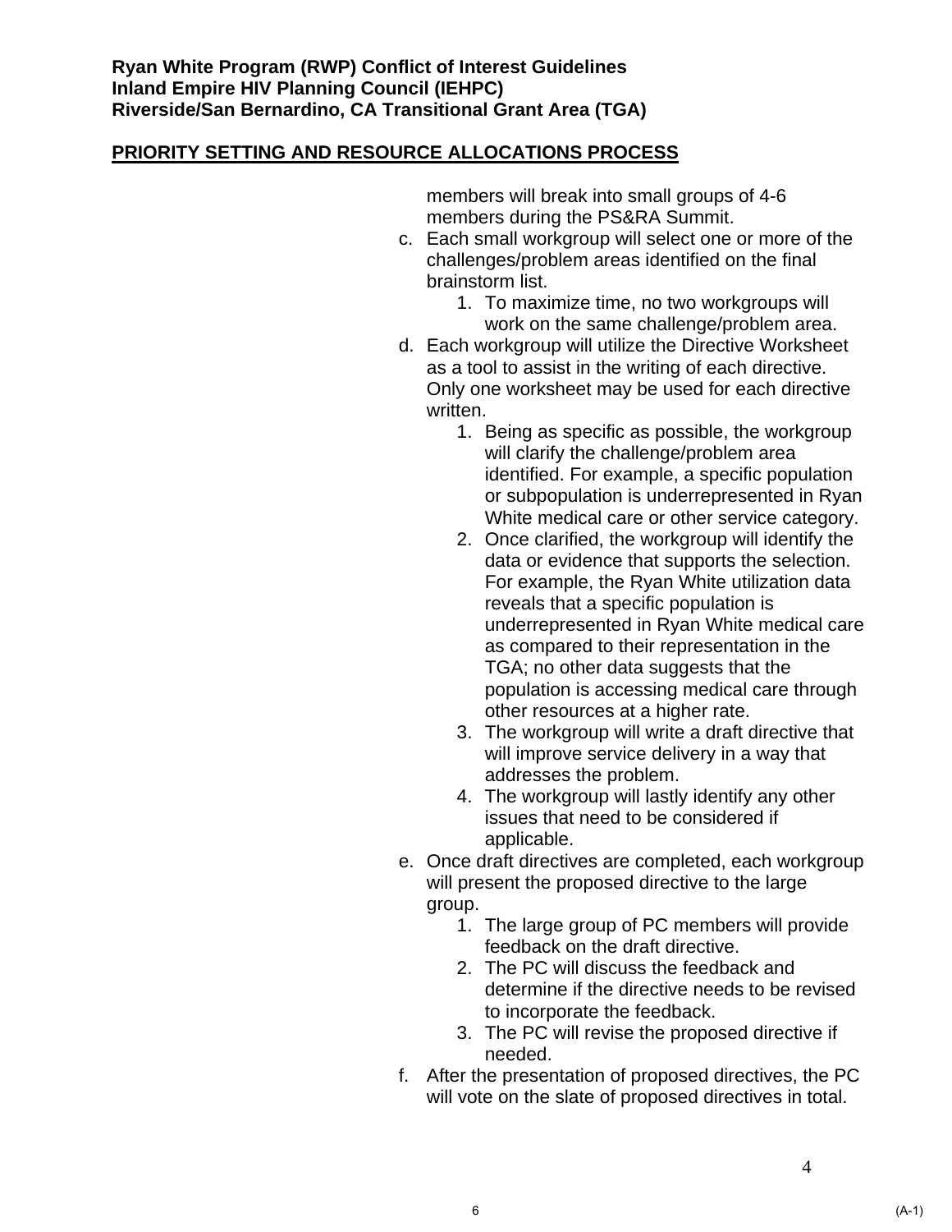**Ryan White Program (RWP) Conflict of Interest Guidelines**
**Inland Empire HIV Planning Council (IEHPC)**
**Riverside/San Bernardino, CA Transitional Grant Area (TGA)**

## PRIORITY SETTING AND RESOURCE ALLOCATIONS PROCESS

members will break into small groups of 4-6 members during the PS&RA Summit.

c. Each small workgroup will select one or more of the challenges/problem areas identified on the final brainstorm list.
    1. To maximize time, no two workgroups will work on the same challenge/problem area.

d. Each workgroup will utilize the Directive Worksheet as a tool to assist in the writing of each directive. Only one worksheet may be used for each directive written.
    1. Being as specific as possible, the workgroup will clarify the challenge/problem area identified. For example, a specific population or subpopulation is underrepresented in Ryan White medical care or other service category.
    2. Once clarified, the workgroup will identify the data or evidence that supports the selection. For example, the Ryan White utilization data reveals that a specific population is underrepresented in Ryan White medical care as compared to their representation in the TGA; no other data suggests that the population is accessing medical care through other resources at a higher rate.
    3. The workgroup will write a draft directive that will improve service delivery in a way that addresses the problem.
    4. The workgroup will lastly identify any other issues that need to be considered if applicable.

e. Once draft directives are completed, each workgroup will present the proposed directive to the large group.
    1. The large group of PC members will provide feedback on the draft directive.
    2. The PC will discuss the feedback and determine if the directive needs to be revised to incorporate the feedback.
    3. The PC will revise the proposed directive if needed.

f. After the presentation of proposed directives, the PC will vote on the slate of proposed directives in total.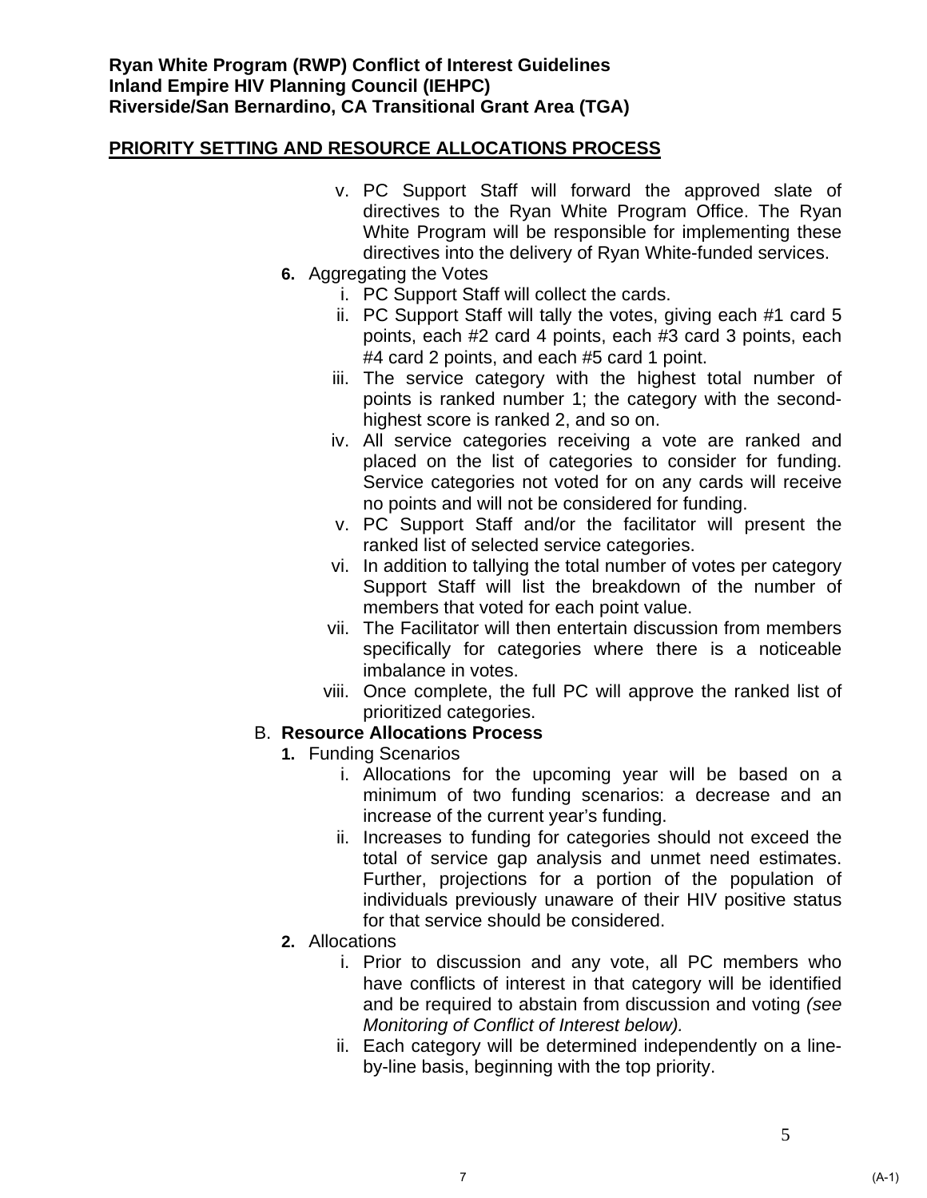**Ryan White Program (RWP) Conflict of Interest Guidelines**
**Inland Empire HIV Planning Council (IEHPC)**
**Riverside/San Bernardino, CA Transitional Grant Area (TGA)**

## PRIORITY SETTING AND RESOURCE ALLOCATIONS PROCESS

v. PC Support Staff will forward the approved slate of directives to the Ryan White Program Office. The Ryan White Program will be responsible for implementing these directives into the delivery of Ryan White-funded services.

**6.** Aggregating the Votes

i. PC Support Staff will collect the cards.

ii. PC Support Staff will tally the votes, giving each #1 card 5 points, each #2 card 4 points, each #3 card 3 points, each #4 card 2 points, and each #5 card 1 point.

iii. The service category with the highest total number of points is ranked number 1; the category with the second-highest score is ranked 2, and so on.

iv. All service categories receiving a vote are ranked and placed on the list of categories to consider for funding. Service categories not voted for on any cards will receive no points and will not be considered for funding.

v. PC Support Staff and/or the facilitator will present the ranked list of selected service categories.

vi. In addition to tallying the total number of votes per category Support Staff will list the breakdown of the number of members that voted for each point value.

vii. The Facilitator will then entertain discussion from members specifically for categories where there is a noticeable imbalance in votes.

viii. Once complete, the full PC will approve the ranked list of prioritized categories.

B. **Resource Allocations Process**

**1.** Funding Scenarios

i. Allocations for the upcoming year will be based on a minimum of two funding scenarios: a decrease and an increase of the current year's funding.

ii. Increases to funding for categories should not exceed the total of service gap analysis and unmet need estimates. Further, projections for a portion of the population of individuals previously unaware of their HIV positive status for that service should be considered.

**2.** Allocations

i. Prior to discussion and any vote, all PC members who have conflicts of interest in that category will be identified and be required to abstain from discussion and voting *(see Monitoring of Conflict of Interest below).*

ii. Each category will be determined independently on a line-by-line basis, beginning with the top priority.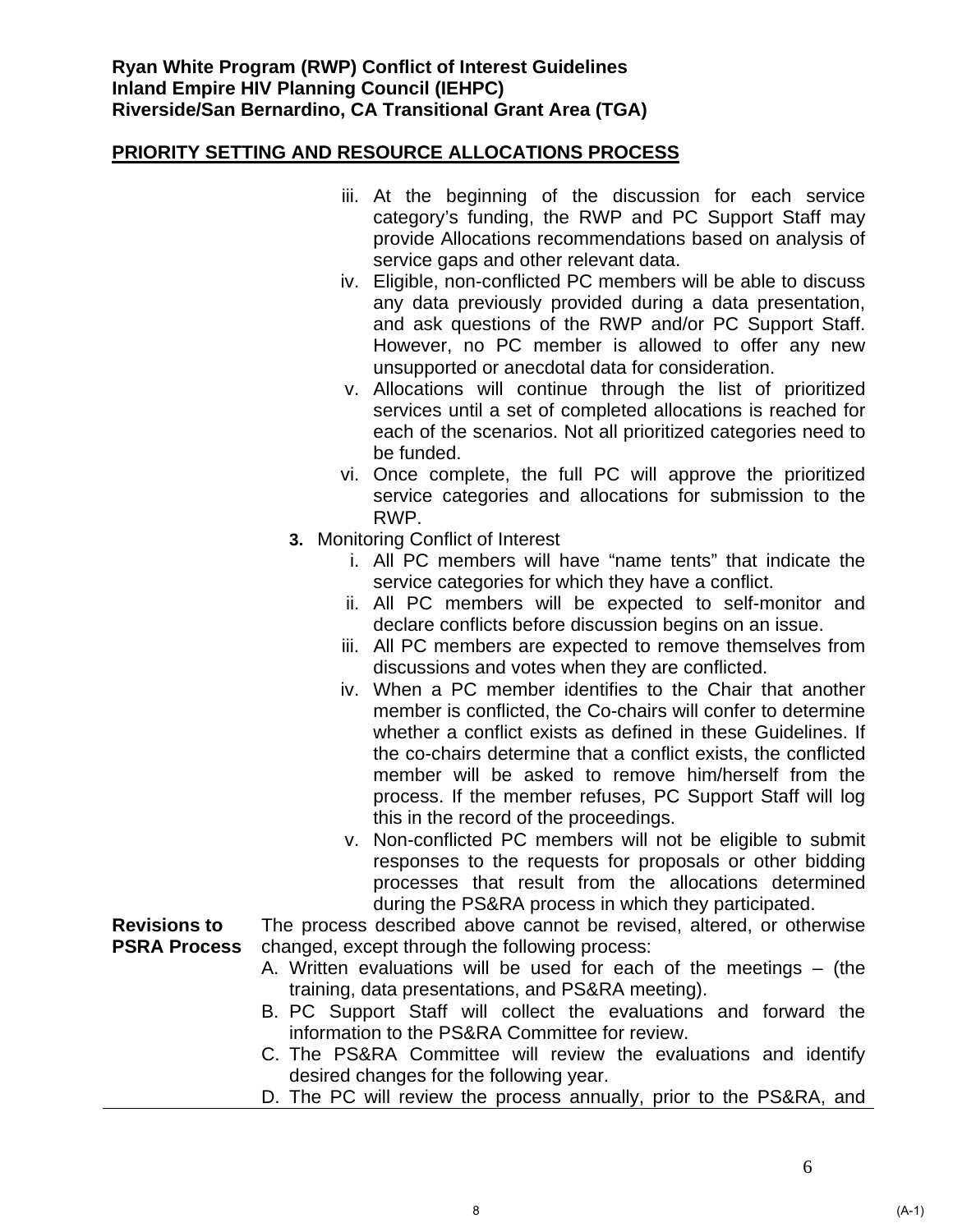**PRIORITY SETTING AND RESOURCE ALLOCATIONS PROCESS**

iii. At the beginning of the discussion for each service category's funding, the RWP and PC Support Staff may provide Allocations recommendations based on analysis of service gaps and other relevant data.

iv. Eligible, non-conflicted PC members will be able to discuss any data previously provided during a data presentation, and ask questions of the RWP and/or PC Support Staff. However, no PC member is allowed to offer any new unsupported or anecdotal data for consideration.

v. Allocations will continue through the list of prioritized services until a set of completed allocations is reached for each of the scenarios. Not all prioritized categories need to be funded.

vi. Once complete, the full PC will approve the prioritized service categories and allocations for submission to the RWP.

**3.** Monitoring Conflict of Interest

i. All PC members will have "name tents" that indicate the service categories for which they have a conflict.

ii. All PC members will be expected to self-monitor and declare conflicts before discussion begins on an issue.

iii. All PC members are expected to remove themselves from discussions and votes when they are conflicted.

iv. When a PC member identifies to the Chair that another member is conflicted, the Co-chairs will confer to determine whether a conflict exists as defined in these Guidelines. If the co-chairs determine that a conflict exists, the conflicted member will be asked to remove him/herself from the process. If the member refuses, PC Support Staff will log this in the record of the proceedings.

v. Non-conflicted PC members will not be eligible to submit responses to the requests for proposals or other bidding processes that result from the allocations determined during the PS&RA process in which they participated.

**Revisions to PSRA Process**

The process described above cannot be revised, altered, or otherwise changed, except through the following process:

A. Written evaluations will be used for each of the meetings – (the training, data presentations, and PS&RA meeting).

B. PC Support Staff will collect the evaluations and forward the information to the PS&RA Committee for review.

C. The PS&RA Committee will review the evaluations and identify desired changes for the following year.

D. The PC will review the process annually, prior to the PS&RA, and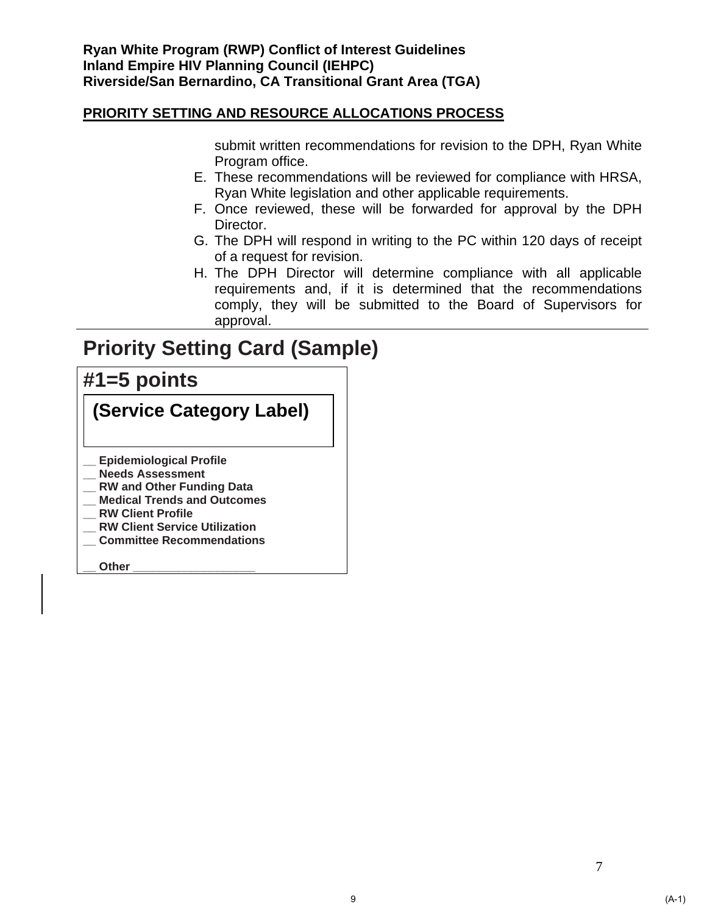**Ryan White Program (RWP) Conflict of Interest Guidelines**
**Inland Empire HIV Planning Council (IEHPC)**
**Riverside/San Bernardino, CA Transitional Grant Area (TGA)**

**PRIORITY SETTING AND RESOURCE ALLOCATIONS PROCESS**

submit written recommendations for revision to the DPH, Ryan White Program office.

E. These recommendations will be reviewed for compliance with HRSA, Ryan White legislation and other applicable requirements.
F. Once reviewed, these will be forwarded for approval by the DPH Director.
G. The DPH will respond in writing to the PC within 120 days of receipt of a request for revision.
H. The DPH Director will determine compliance with all applicable requirements and, if it is determined that the recommendations comply, they will be submitted to the Board of Supervisors for approval.

## Priority Setting Card (Sample)

**#1=5 points**

**(Service Category Label)**

__ Epidemiological Profile
__ Needs Assessment
__ RW and Other Funding Data
__ Medical Trends and Outcomes
__ RW Client Profile
__ RW Client Service Utilization
__ Committee Recommendations

__ Other ___________________

(A-1)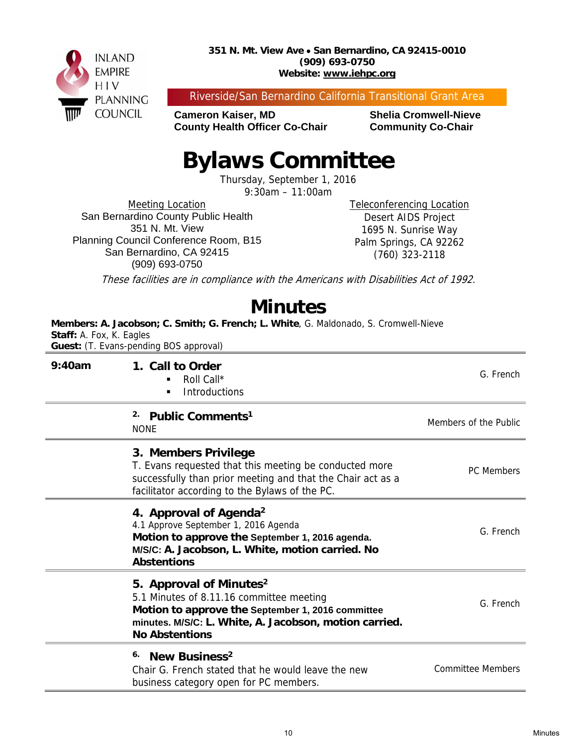INLAND EMPIRE HIV PLANNING COUNCIL

**351 N. Mt. View Ave • San Bernardino, CA 92415-0010**
**(909) 693-0750**
**Website: www.iehpc.org**

Riverside/San Bernardino California Transitional Grant Area

**Cameron Kaiser, MD**
**County Health Officer Co-Chair**

**Shelia Cromwell-Nieve**
**Community Co-Chair**

# Bylaws Committee

Thursday, September 1, 2016
9:30am – 11:00am

Meeting Location
San Bernardino County Public Health
351 N. Mt. View
Planning Council Conference Room, B15
San Bernardino, CA 92415
(909) 693-0750

Teleconferencing Location
Desert AIDS Project
1695 N. Sunrise Way
Palm Springs, CA 92262
(760) 323-2118

*These facilities are in compliance with the Americans with Disabilities Act of 1992.*

# Minutes

**Members: A. Jacobson; C. Smith; G. French; L. White**, G. Maldonado, S. Cromwell-Nieve
**Staff:** A. Fox, K. Eagles
**Guest:** (T. Evans-pending BOS approval)

| | | |
|---|---|---|
| **9:40am** | **1. Call to Order**<br>▪ Roll Call*<br>▪ Introductions | G. French |
| | **2. Public Comments[1]**<br>NONE | Members of the Public |
| | **3. Members Privilege**<br>T. Evans requested that this meeting be conducted more successfully than prior meeting and that the Chair act as a facilitator according to the Bylaws of the PC. | PC Members |
| | **4. Approval of Agenda[2]**<br>4.1 Approve September 1, 2016 Agenda<br>**Motion to approve the September 1, 2016 agenda. M/S/C: A. Jacobson, L. White, motion carried. No Abstentions** | G. French |
| | **5. Approval of Minutes[2]**<br>5.1 Minutes of 8.11.16 committee meeting<br>**Motion to approve the September 1, 2016 committee minutes. M/S/C: L. White, A. Jacobson, motion carried. No Abstentions** | G. French |
| | **6. New Business[2]**<br>Chair G. French stated that he would leave the new business category open for PC members. | Committee Members |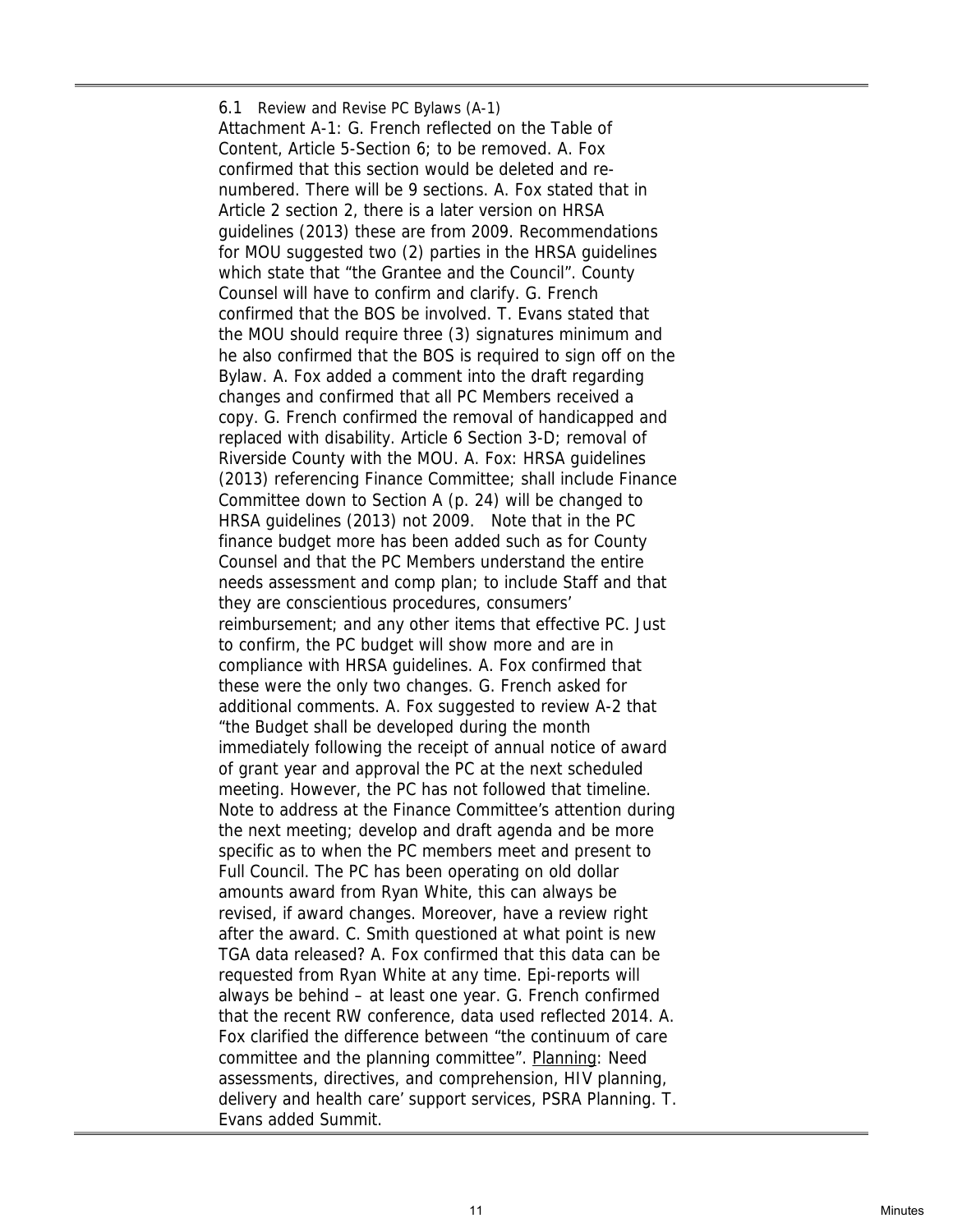6.1 Review and Revise PC Bylaws (A-1)

Attachment A-1: G. French reflected on the Table of Content, Article 5-Section 6; to be removed. A. Fox confirmed that this section would be deleted and re-numbered. There will be 9 sections. A. Fox stated that in Article 2 section 2, there is a later version on HRSA guidelines (2013) these are from 2009. Recommendations for MOU suggested two (2) parties in the HRSA guidelines which state that "the Grantee and the Council". County Counsel will have to confirm and clarify. G. French confirmed that the BOS be involved. T. Evans stated that the MOU should require three (3) signatures minimum and he also confirmed that the BOS is required to sign off on the Bylaw. A. Fox added a comment into the draft regarding changes and confirmed that all PC Members received a copy. G. French confirmed the removal of handicapped and replaced with disability. Article 6 Section 3-D; removal of Riverside County with the MOU. A. Fox: HRSA guidelines (2013) referencing Finance Committee; shall include Finance Committee down to Section A (p. 24) will be changed to HRSA guidelines (2013) not 2009. Note that in the PC finance budget more has been added such as for County Counsel and that the PC Members understand the entire needs assessment and comp plan; to include Staff and that they are conscientious procedures, consumers' reimbursement; and any other items that effective PC. Just to confirm, the PC budget will show more and are in compliance with HRSA guidelines. A. Fox confirmed that these were the only two changes. G. French asked for additional comments. A. Fox suggested to review A-2 that "the Budget shall be developed during the month immediately following the receipt of annual notice of award of grant year and approval the PC at the next scheduled meeting. However, the PC has not followed that timeline. Note to address at the Finance Committee's attention during the next meeting; develop and draft agenda and be more specific as to when the PC members meet and present to Full Council. The PC has been operating on old dollar amounts award from Ryan White, this can always be revised, if award changes. Moreover, have a review right after the award. C. Smith questioned at what point is new TGA data released? A. Fox confirmed that this data can be requested from Ryan White at any time. Epi-reports will always be behind – at least one year. G. French confirmed that the recent RW conference, data used reflected 2014. A. Fox clarified the difference between "the continuum of care committee and the planning committee". Planning: Need assessments, directives, and comprehension, HIV planning, delivery and health care' support services, PSRA Planning. T. Evans added Summit.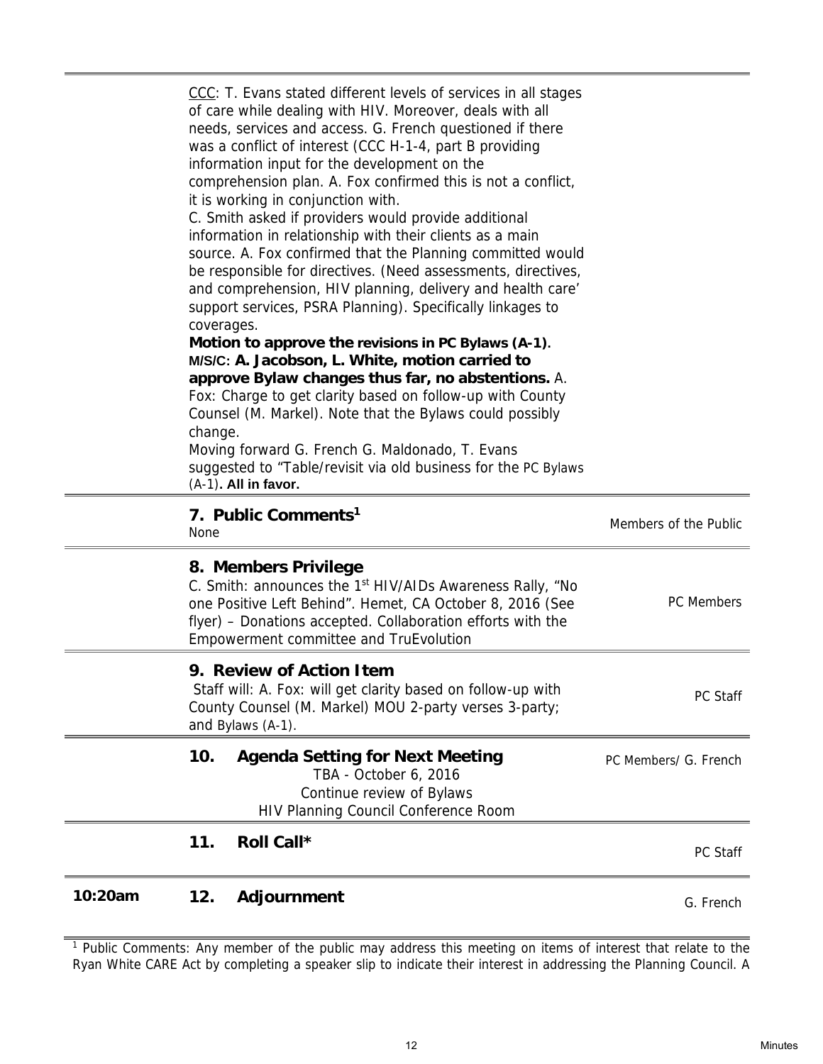| | | |
|---|---|---|
| | CCC: T. Evans stated different levels of services in all stages of care while dealing with HIV. Moreover, deals with all needs, services and access. G. French questioned if there was a conflict of interest (CCC H-1-4, part B providing information input for the development on the comprehension plan. A. Fox confirmed this is not a conflict, it is working in conjunction with.<br>C. Smith asked if providers would provide additional information in relationship with their clients as a main source. A. Fox confirmed that the Planning committed would be responsible for directives. (Need assessments, directives, and comprehension, HIV planning, delivery and health care' support services, PSRA Planning). Specifically linkages to coverages.<br>**Motion to approve the revisions in PC Bylaws (A-1).**<br>**M/S/C: A. Jacobson, L. White, motion carried to approve Bylaw changes thus far, no abstentions.** A. Fox: Charge to get clarity based on follow-up with County Counsel (M. Markel). Note that the Bylaws could possibly change.<br>Moving forward G. French G. Maldonado, T. Evans suggested to "Table/revisit via old business for the PC Bylaws (A-1)**. All in favor.** | |
| | **7. Public Comments[1]**<br>None | Members of the Public |
| | **8. Members Privilege**<br>C. Smith: announces the 1st HIV/AIDs Awareness Rally, "No one Positive Left Behind". Hemet, CA October 8, 2016 (See flyer) – Donations accepted. Collaboration efforts with the Empowerment committee and TruEvolution | PC Members |
| | **9. Review of Action Item**<br>Staff will: A. Fox: will get clarity based on follow-up with County Counsel (M. Markel) MOU 2-party verses 3-party; and Bylaws (A-1). | PC Staff |
| | **10. Agenda Setting for Next Meeting**<br>TBA - October 6, 2016<br>Continue review of Bylaws<br>HIV Planning Council Conference Room | PC Members/ G. French |
| | **11. Roll Call*** | PC Staff |
| **10:20am** | **12. Adjournment** | G. French |

[1] Public Comments: Any member of the public may address this meeting on items of interest that relate to the Ryan White CARE Act by completing a speaker slip to indicate their interest in addressing the Planning Council. A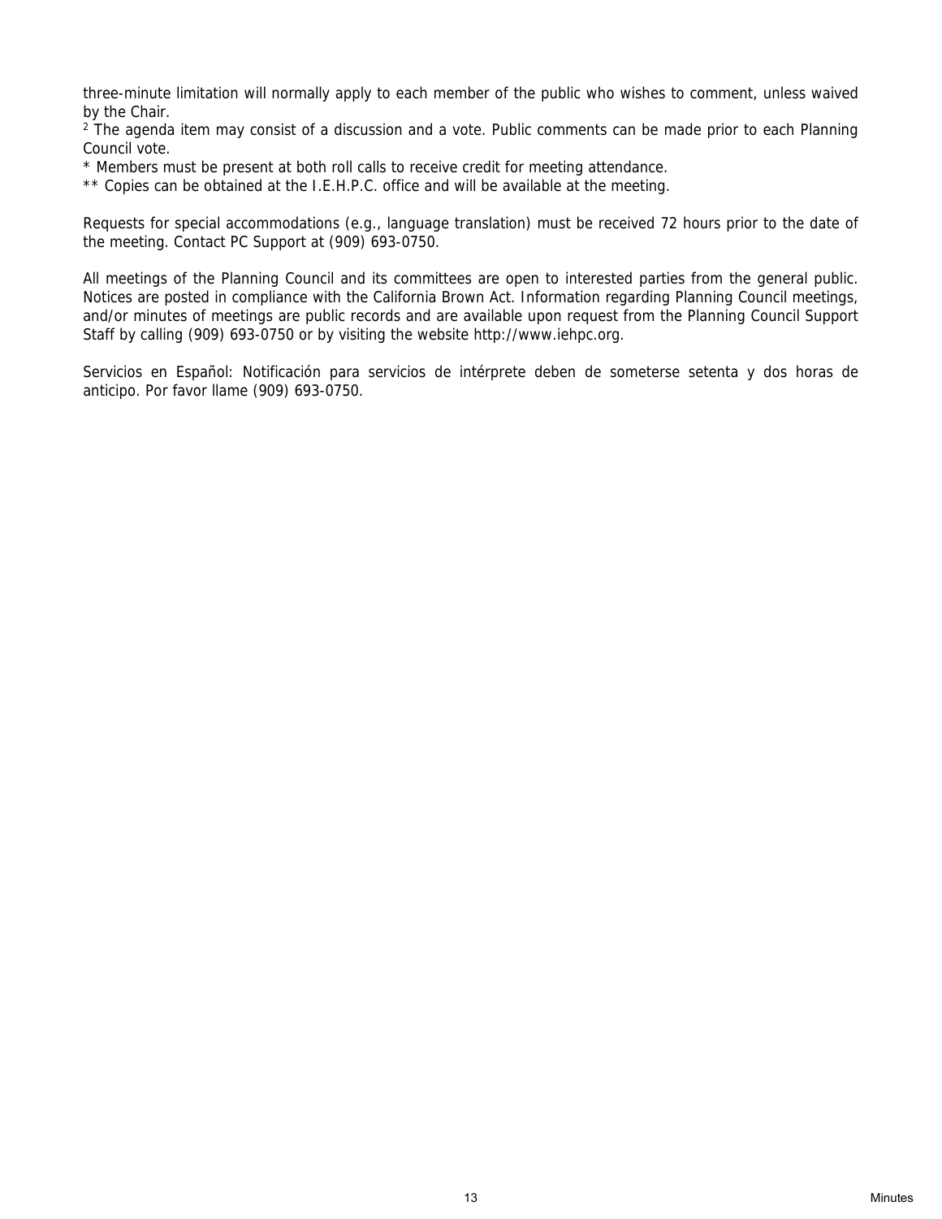three-minute limitation will normally apply to each member of the public who wishes to comment, unless waived by the Chair.

[2] The agenda item may consist of a discussion and a vote. Public comments can be made prior to each Planning Council vote.

* Members must be present at both roll calls to receive credit for meeting attendance.

** Copies can be obtained at the I.E.H.P.C. office and will be available at the meeting.

Requests for special accommodations (e.g., language translation) must be received 72 hours prior to the date of the meeting. Contact PC Support at (909) 693-0750.

All meetings of the Planning Council and its committees are open to interested parties from the general public. Notices are posted in compliance with the California Brown Act. Information regarding Planning Council meetings, and/or minutes of meetings are public records and are available upon request from the Planning Council Support Staff by calling (909) 693-0750 or by visiting the website http://www.iehpc.org.

Servicios en Español: Notificación para servicios de intérprete deben de someterse setenta y dos horas de anticipo. Por favor llame (909) 693-0750.